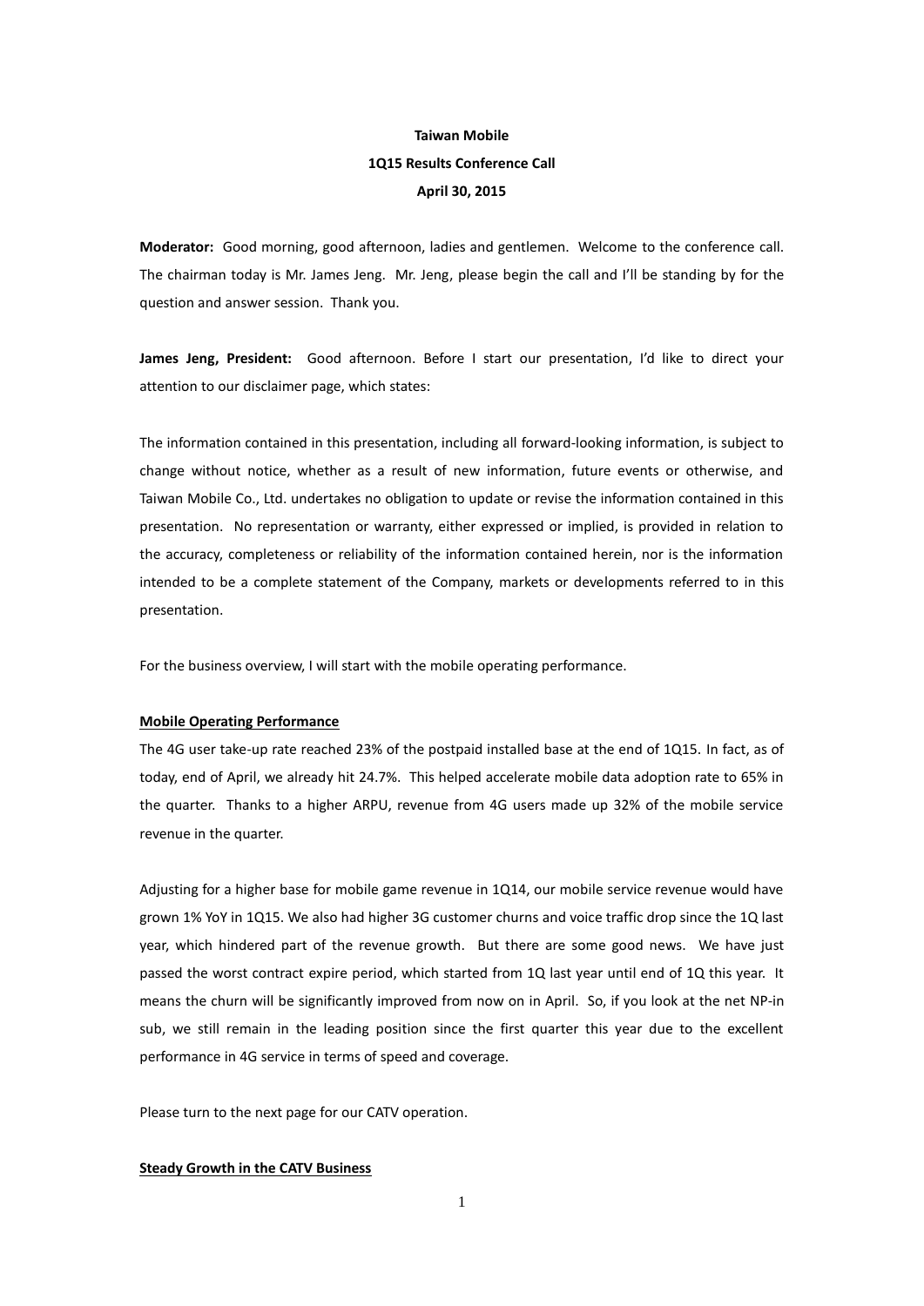**Taiwan Mobile**

**1Q15 Results Conference Call**

**April 30, 2015**

**Moderator:** Good morning, good afternoon, ladies and gentlemen. Welcome to the conference call. The chairman today is Mr. James Jeng. Mr. Jeng, please begin the call and I'll be standing by for the question and answer session. Thank you.

**James Jeng, President:** Good afternoon. Before I start our presentation, I'd like to direct your attention to our disclaimer page, which states:

The information contained in this presentation, including all forward-looking information, is subject to change without notice, whether as a result of new information, future events or otherwise, and Taiwan Mobile Co., Ltd. undertakes no obligation to update or revise the information contained in this presentation. No representation or warranty, either expressed or implied, is provided in relation to the accuracy, completeness or reliability of the information contained herein, nor is the information intended to be a complete statement of the Company, markets or developments referred to in this presentation.

For the business overview, I will start with the mobile operating performance.

**Mobile Operating Performance**

The 4G user take-up rate reached 23% of the postpaid installed base at the end of 1Q15. In fact, as of today, end of April, we already hit 24.7%. This helped accelerate mobile data adoption rate to 65% in the quarter. Thanks to a higher ARPU, revenue from 4G users made up 32% of the mobile service revenue in the quarter.

Adjusting for a higher base for mobile game revenue in 1Q14, our mobile service revenue would have grown 1% YoY in 1Q15. We also had higher 3G customer churns and voice traffic drop since the 1Q last year, which hindered part of the revenue growth. But there are some good news. We have just passed the worst contract expire period, which started from 1Q last year until end of 1Q this year. It means the churn will be significantly improved from now on in April. So, if you look at the net NP-in sub, we still remain in the leading position since the first quarter this year due to the excellent performance in 4G service in terms of speed and coverage.

Please turn to the next page for our CATV operation.

**Steady Growth in the CATV Business**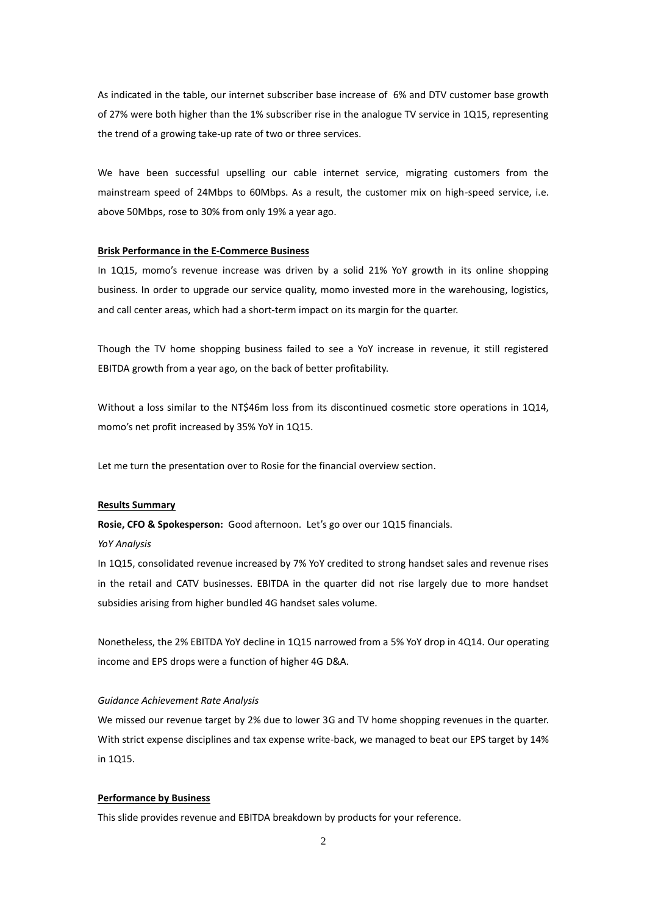As indicated in the table, our internet subscriber base increase of 6% and DTV customer base growth of 27% were both higher than the 1% subscriber rise in the analogue TV service in 1Q15, representing the trend of a growing take-up rate of two or three services.

We have been successful upselling our cable internet service, migrating customers from the mainstream speed of 24Mbps to 60Mbps. As a result, the customer mix on high-speed service, i.e. above 50Mbps, rose to 30% from only 19% a year ago.

**Brisk Performance in the E-Commerce Business**

In 1Q15, momo's revenue increase was driven by a solid 21% YoY growth in its online shopping business. In order to upgrade our service quality, momo invested more in the warehousing, logistics, and call center areas, which had a short-term impact on its margin for the quarter.

Though the TV home shopping business failed to see a YoY increase in revenue, it still registered EBITDA growth from a year ago, on the back of better profitability.

Without a loss similar to the NT$46m loss from its discontinued cosmetic store operations in 1Q14, momo's net profit increased by 35% YoY in 1Q15.

Let me turn the presentation over to Rosie for the financial overview section.

**Results Summary**

**Rosie, CFO & Spokesperson:** Good afternoon. Let's go over our 1Q15 financials.

*YoY Analysis*

In 1Q15, consolidated revenue increased by 7% YoY credited to strong handset sales and revenue rises in the retail and CATV businesses. EBITDA in the quarter did not rise largely due to more handset subsidies arising from higher bundled 4G handset sales volume.

Nonetheless, the 2% EBITDA YoY decline in 1Q15 narrowed from a 5% YoY drop in 4Q14. Our operating income and EPS drops were a function of higher 4G D&A.

*Guidance Achievement Rate Analysis*

We missed our revenue target by 2% due to lower 3G and TV home shopping revenues in the quarter. With strict expense disciplines and tax expense write-back, we managed to beat our EPS target by 14% in 1Q15.

**Performance by Business**

This slide provides revenue and EBITDA breakdown by products for your reference.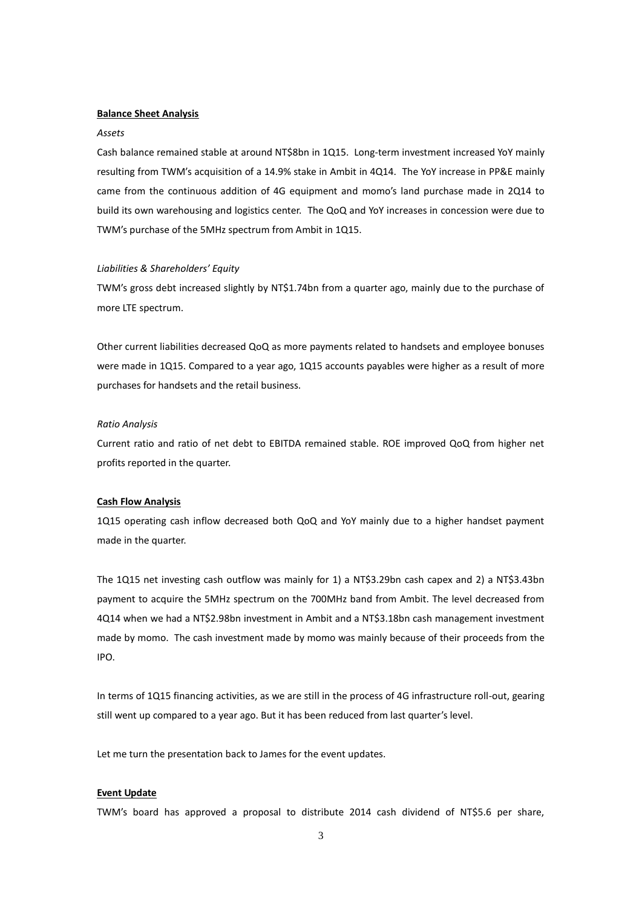**Balance Sheet Analysis**

*Assets*

Cash balance remained stable at around NT$8bn in 1Q15. Long-term investment increased YoY mainly resulting from TWM's acquisition of a 14.9% stake in Ambit in 4Q14. The YoY increase in PP&E mainly came from the continuous addition of 4G equipment and momo's land purchase made in 2Q14 to build its own warehousing and logistics center. The QoQ and YoY increases in concession were due to TWM's purchase of the 5MHz spectrum from Ambit in 1Q15.

*Liabilities & Shareholders' Equity*

TWM's gross debt increased slightly by NT$1.74bn from a quarter ago, mainly due to the purchase of more LTE spectrum.

Other current liabilities decreased QoQ as more payments related to handsets and employee bonuses were made in 1Q15. Compared to a year ago, 1Q15 accounts payables were higher as a result of more purchases for handsets and the retail business.

*Ratio Analysis*

Current ratio and ratio of net debt to EBITDA remained stable. ROE improved QoQ from higher net profits reported in the quarter.

**Cash Flow Analysis**

1Q15 operating cash inflow decreased both QoQ and YoY mainly due to a higher handset payment made in the quarter.

The 1Q15 net investing cash outflow was mainly for 1) a NT$3.29bn cash capex and 2) a NT$3.43bn payment to acquire the 5MHz spectrum on the 700MHz band from Ambit. The level decreased from 4Q14 when we had a NT$2.98bn investment in Ambit and a NT$3.18bn cash management investment made by momo. The cash investment made by momo was mainly because of their proceeds from the IPO.

In terms of 1Q15 financing activities, as we are still in the process of 4G infrastructure roll-out, gearing still went up compared to a year ago. But it has been reduced from last quarter's level.

Let me turn the presentation back to James for the event updates.

**Event Update**

TWM's board has approved a proposal to distribute 2014 cash dividend of NT$5.6 per share,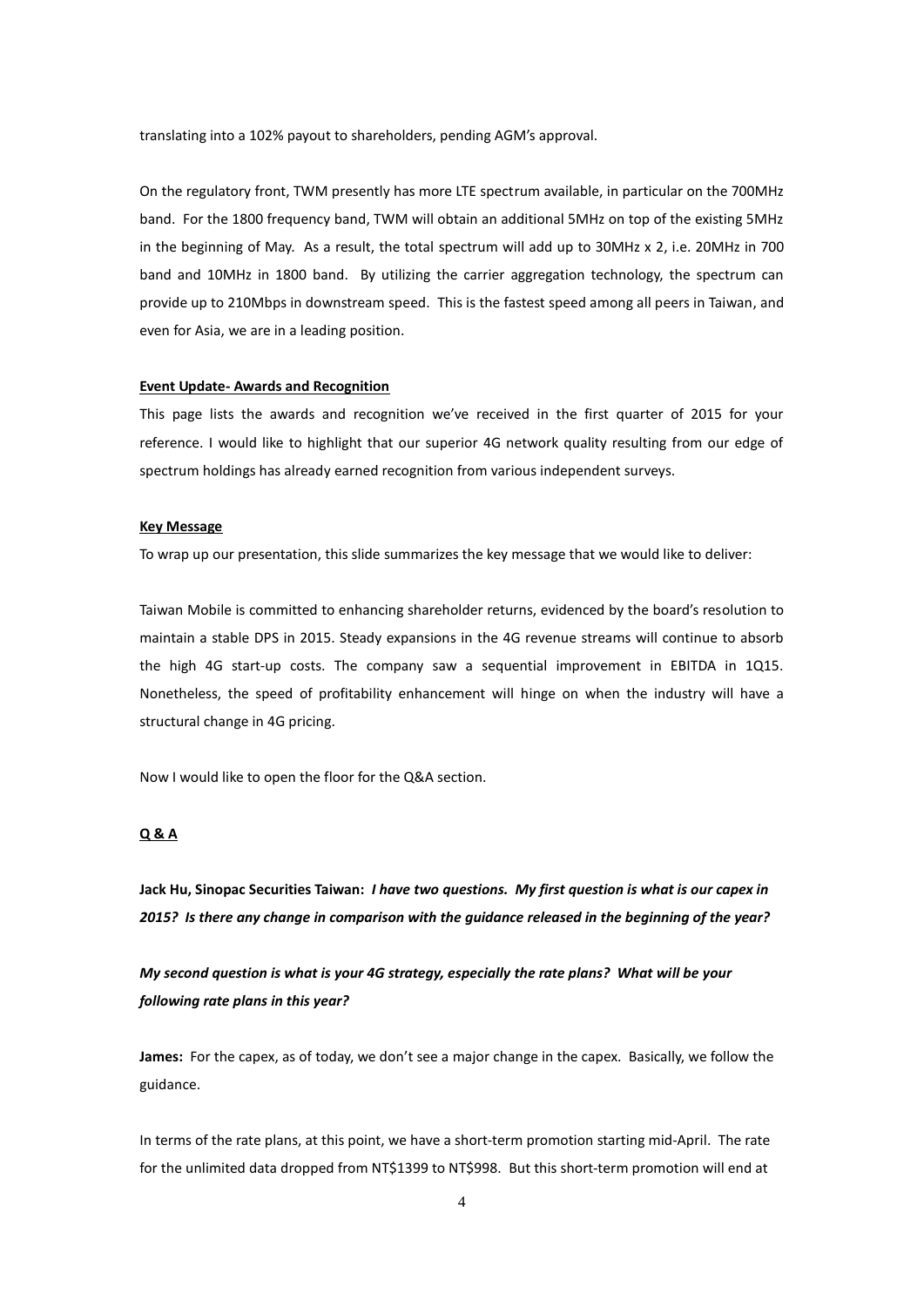translating into a 102% payout to shareholders, pending AGM's approval.

On the regulatory front, TWM presently has more LTE spectrum available, in particular on the 700MHz band. For the 1800 frequency band, TWM will obtain an additional 5MHz on top of the existing 5MHz in the beginning of May. As a result, the total spectrum will add up to 30MHz x 2, i.e. 20MHz in 700 band and 10MHz in 1800 band. By utilizing the carrier aggregation technology, the spectrum can provide up to 210Mbps in downstream speed. This is the fastest speed among all peers in Taiwan, and even for Asia, we are in a leading position.

**Event Update- Awards and Recognition**

This page lists the awards and recognition we've received in the first quarter of 2015 for your reference. I would like to highlight that our superior 4G network quality resulting from our edge of spectrum holdings has already earned recognition from various independent surveys.

**Key Message**

To wrap up our presentation, this slide summarizes the key message that we would like to deliver:

Taiwan Mobile is committed to enhancing shareholder returns, evidenced by the board's resolution to maintain a stable DPS in 2015. Steady expansions in the 4G revenue streams will continue to absorb the high 4G start-up costs. The company saw a sequential improvement in EBITDA in 1Q15. Nonetheless, the speed of profitability enhancement will hinge on when the industry will have a structural change in 4G pricing.

Now I would like to open the floor for the Q&A section.

**Q & A**

**Jack Hu, Sinopac Securities Taiwan:** ***I have two questions. My first question is what is our capex in 2015? Is there any change in comparison with the guidance released in the beginning of the year?***

***My second question is what is your 4G strategy, especially the rate plans? What will be your following rate plans in this year?***

**James:** For the capex, as of today, we don't see a major change in the capex. Basically, we follow the guidance.

In terms of the rate plans, at this point, we have a short-term promotion starting mid-April. The rate for the unlimited data dropped from NT$1399 to NT$998. But this short-term promotion will end at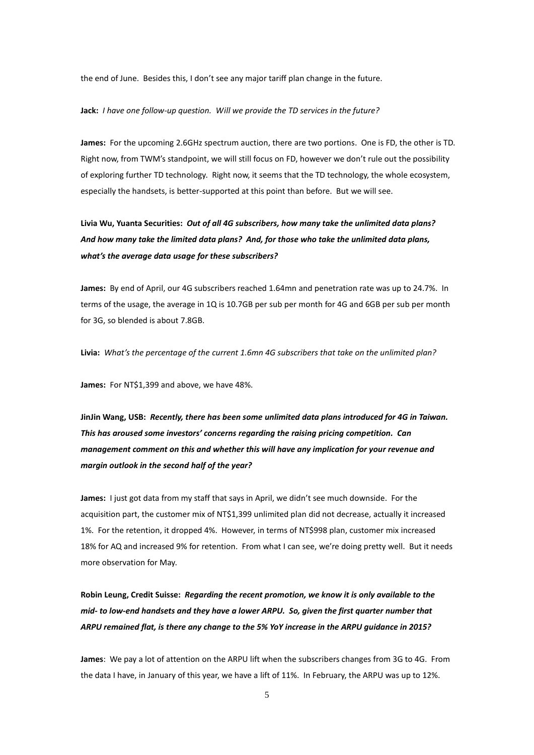the end of June. Besides this, I don't see any major tariff plan change in the future.

**Jack:** *I have one follow-up question. Will we provide the TD services in the future?*

**James:** For the upcoming 2.6GHz spectrum auction, there are two portions. One is FD, the other is TD. Right now, from TWM's standpoint, we will still focus on FD, however we don't rule out the possibility of exploring further TD technology. Right now, it seems that the TD technology, the whole ecosystem, especially the handsets, is better-supported at this point than before. But we will see.

**Livia Wu, Yuanta Securities:** ***Out of all 4G subscribers, how many take the unlimited data plans? And how many take the limited data plans? And, for those who take the unlimited data plans, what's the average data usage for these subscribers?***

**James:** By end of April, our 4G subscribers reached 1.64mn and penetration rate was up to 24.7%. In terms of the usage, the average in 1Q is 10.7GB per sub per month for 4G and 6GB per sub per month for 3G, so blended is about 7.8GB.

**Livia:** *What's the percentage of the current 1.6mn 4G subscribers that take on the unlimited plan?*

**James:** For NT$1,399 and above, we have 48%.

**JinJin Wang, USB:** ***Recently, there has been some unlimited data plans introduced for 4G in Taiwan. This has aroused some investors' concerns regarding the raising pricing competition. Can management comment on this and whether this will have any implication for your revenue and margin outlook in the second half of the year?***

**James:** I just got data from my staff that says in April, we didn't see much downside. For the acquisition part, the customer mix of NT$1,399 unlimited plan did not decrease, actually it increased 1%. For the retention, it dropped 4%. However, in terms of NT$998 plan, customer mix increased 18% for AQ and increased 9% for retention. From what I can see, we're doing pretty well. But it needs more observation for May.

**Robin Leung, Credit Suisse:** ***Regarding the recent promotion, we know it is only available to the mid- to low-end handsets and they have a lower ARPU. So, given the first quarter number that ARPU remained flat, is there any change to the 5% YoY increase in the ARPU guidance in 2015?***

**James**: We pay a lot of attention on the ARPU lift when the subscribers changes from 3G to 4G. From the data I have, in January of this year, we have a lift of 11%. In February, the ARPU was up to 12%.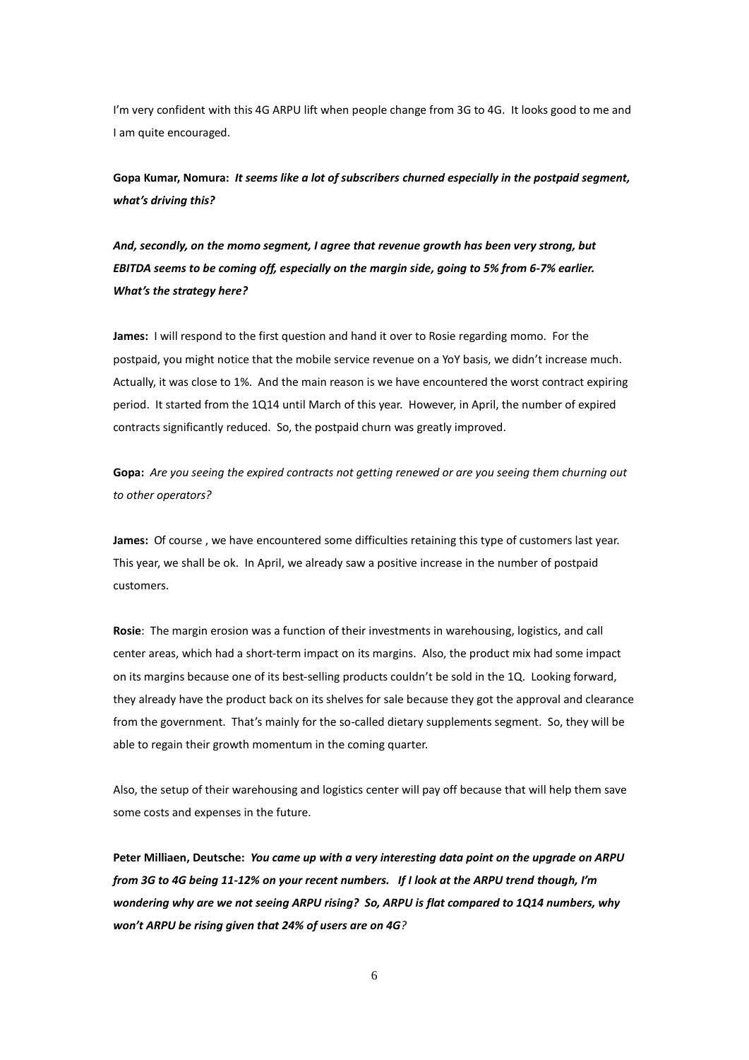I'm very confident with this 4G ARPU lift when people change from 3G to 4G. It looks good to me and I am quite encouraged.

**Gopa Kumar, Nomura:** ***It seems like a lot of subscribers churned especially in the postpaid segment, what's driving this?***

***And, secondly, on the momo segment, I agree that revenue growth has been very strong, but EBITDA seems to be coming off, especially on the margin side, going to 5% from 6-7% earlier. What's the strategy here?***

**James:** I will respond to the first question and hand it over to Rosie regarding momo. For the postpaid, you might notice that the mobile service revenue on a YoY basis, we didn't increase much. Actually, it was close to 1%. And the main reason is we have encountered the worst contract expiring period. It started from the 1Q14 until March of this year. However, in April, the number of expired contracts significantly reduced. So, the postpaid churn was greatly improved.

**Gopa:** *Are you seeing the expired contracts not getting renewed or are you seeing them churning out to other operators?*

**James:** Of course , we have encountered some difficulties retaining this type of customers last year. This year, we shall be ok. In April, we already saw a positive increase in the number of postpaid customers.

**Rosie**: The margin erosion was a function of their investments in warehousing, logistics, and call center areas, which had a short-term impact on its margins. Also, the product mix had some impact on its margins because one of its best-selling products couldn't be sold in the 1Q. Looking forward, they already have the product back on its shelves for sale because they got the approval and clearance from the government. That's mainly for the so-called dietary supplements segment. So, they will be able to regain their growth momentum in the coming quarter.

Also, the setup of their warehousing and logistics center will pay off because that will help them save some costs and expenses in the future.

**Peter Milliaen, Deutsche:** ***You came up with a very interesting data point on the upgrade on ARPU from 3G to 4G being 11-12% on your recent numbers. If I look at the ARPU trend though, I'm wondering why are we not seeing ARPU rising? So, ARPU is flat compared to 1Q14 numbers, why won't ARPU be rising given that 24% of users are on 4G?***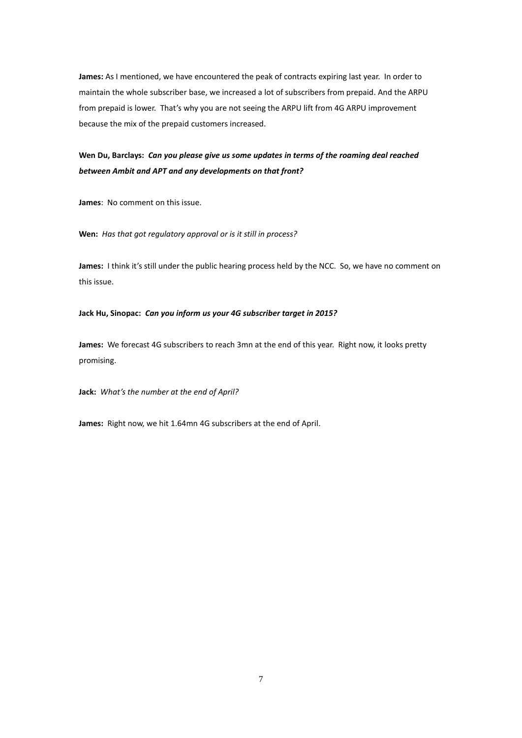**James:** As I mentioned, we have encountered the peak of contracts expiring last year. In order to maintain the whole subscriber base, we increased a lot of subscribers from prepaid. And the ARPU from prepaid is lower. That's why you are not seeing the ARPU lift from 4G ARPU improvement because the mix of the prepaid customers increased.

**Wen Du, Barclays:** ***Can you please give us some updates in terms of the roaming deal reached between Ambit and APT and any developments on that front?***

**James**: No comment on this issue.

**Wen:** *Has that got regulatory approval or is it still in process?*

**James:** I think it's still under the public hearing process held by the NCC. So, we have no comment on this issue.

**Jack Hu, Sinopac:** ***Can you inform us your 4G subscriber target in 2015?***

**James:** We forecast 4G subscribers to reach 3mn at the end of this year. Right now, it looks pretty promising.

**Jack:** *What's the number at the end of April?*

**James:** Right now, we hit 1.64mn 4G subscribers at the end of April.